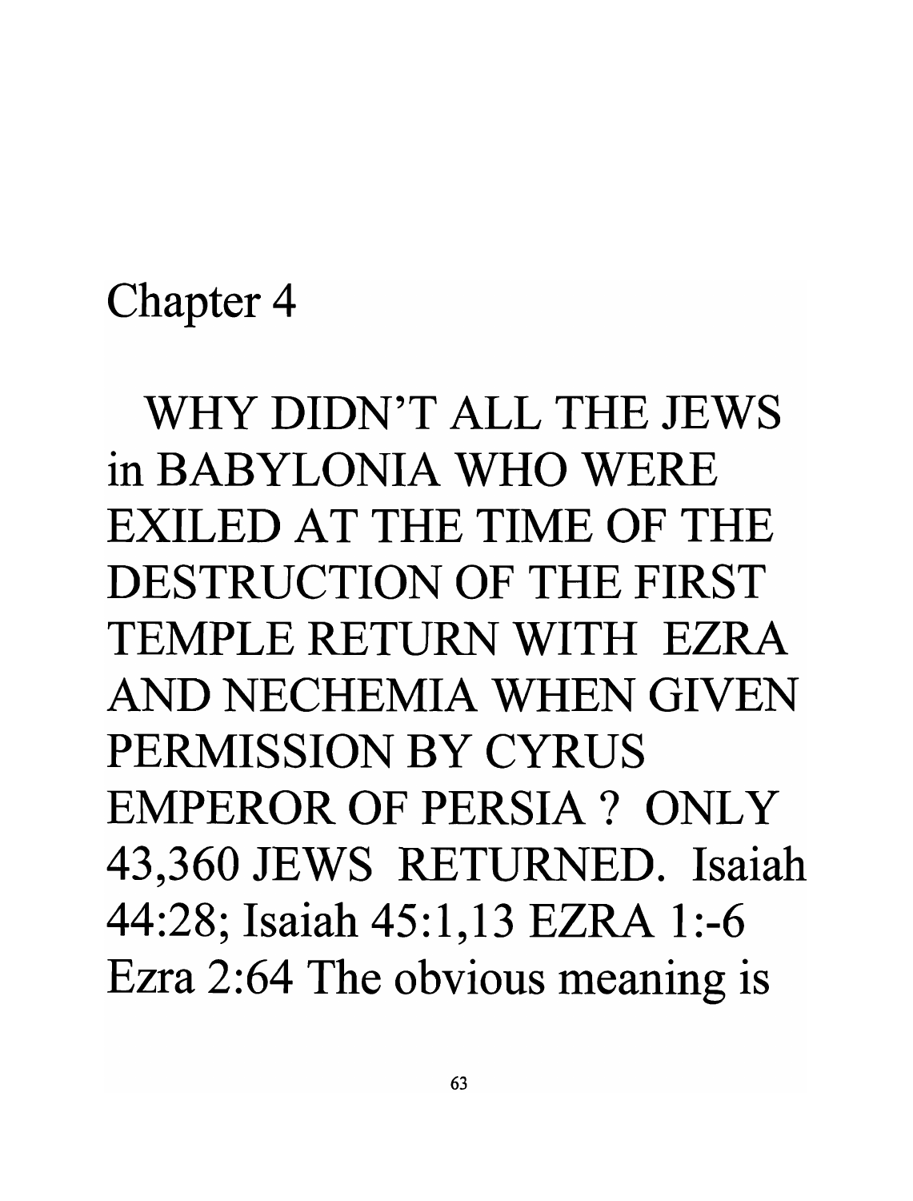# Chapter 4

## WHY DIDN'T ALL THE JEWS in BABYLONIA WHO WERE EXILED AT THE TIME OF THE DESTRUCTION OF THE FIRST TEMPLE RETURN WITH EZRA AND NECHEMIA WHEN GIVEN PERMISSION BY CYRUS EMPEROR OF PERSIA ? ONLY 43,360 JEWS RETURNED.

Isaiah 44:28; Isaiah 45:1,13 EZRA 1:-6 Ezra 2:64 The obvious meaning is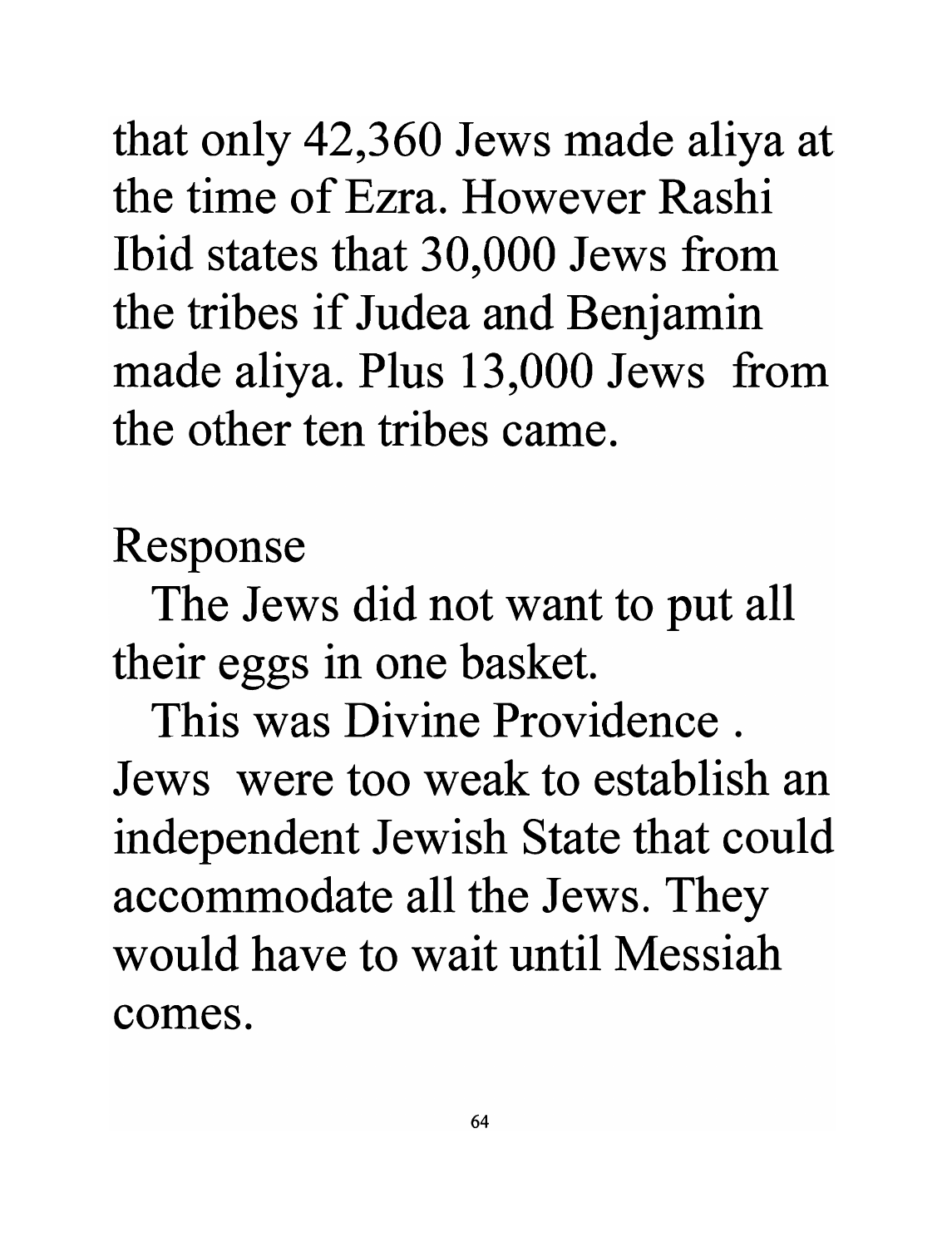that only 42,360 Jews made aliya at the time of Ezra. However Rashi Ibid states that 30,000 Jews from the tribes if Judea and Benjamin made aliya. Plus 13,000 Jews from the other ten tribes came.

Response

The Jews did not want to put all their eggs in one basket.

This was Divine Providence . Jews were too weak to establish an independent Jewish State that could accommodate all the Jews. They would have to wait until Messiah comes.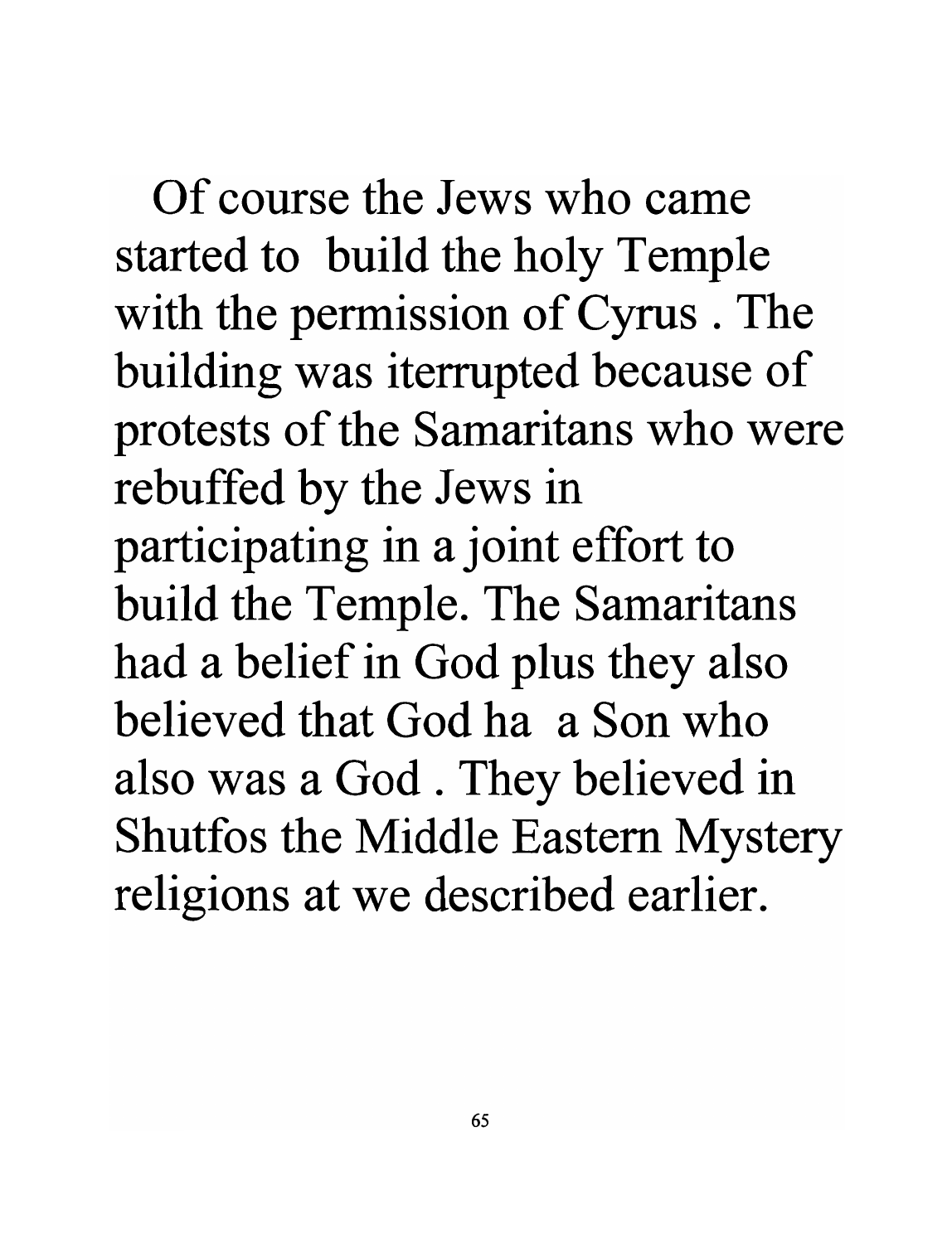Of course the Jews who came started to build the holy Temple with the permission of Cyrus . The building was iterrupted because of protests of the Samaritans who were rebuffed by the Jews in participating in a joint effort to build the Temple. The Samaritans had a belief in God plus they also believed that God ha a Son who also was a God . They believed in Shutfos the Middle Eastern Mystery religions at we described earlier.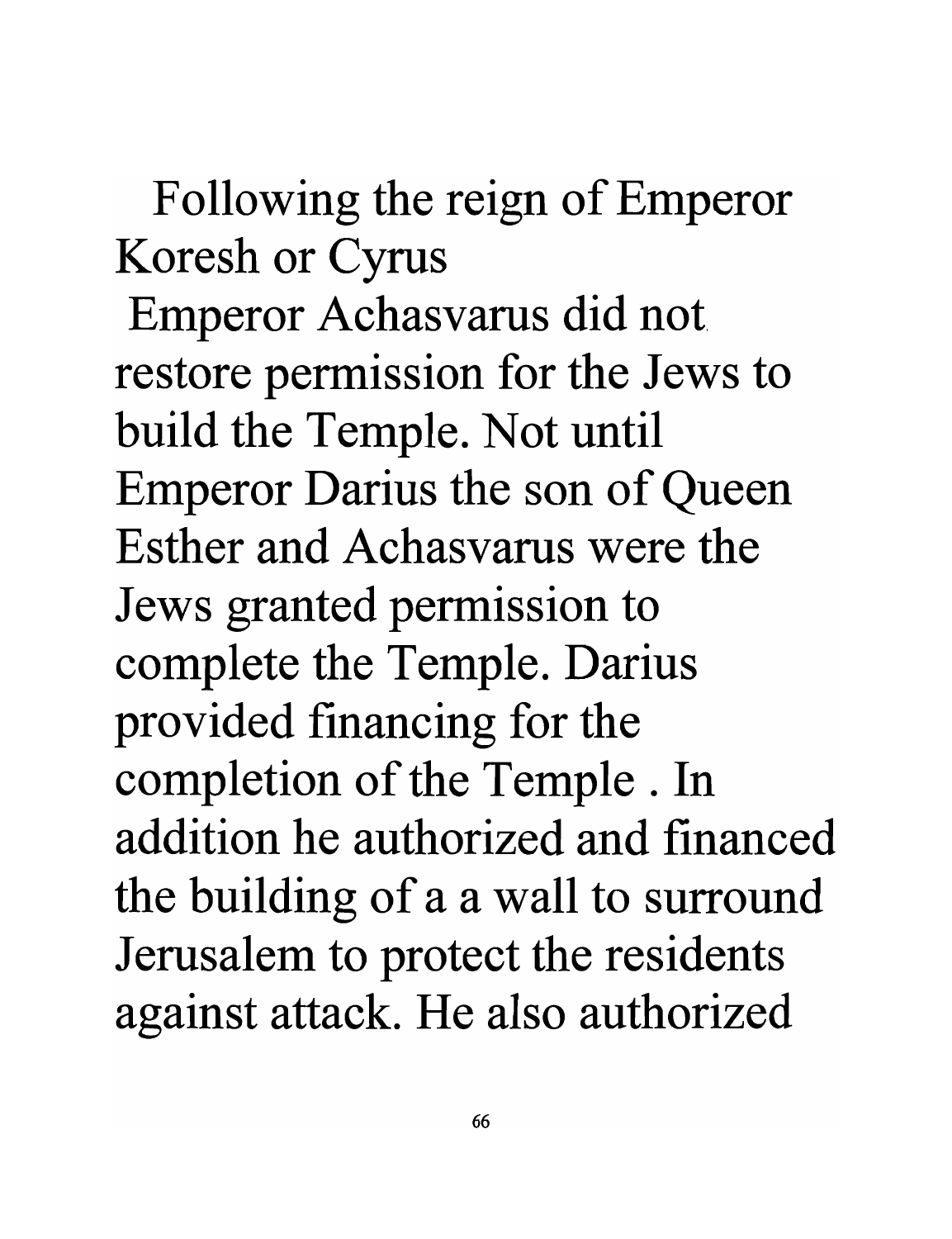Following the reign of Emperor Koresh or Cyrus
Emperor Achasvarus did not restore permission for the Jews to build the Temple. Not until Emperor Darius the son of Queen Esther and Achasvarus were the Jews granted permission to complete the Temple. Darius provided financing for the completion of the Temple . In addition he authorized and financed the building of a a wall to surround Jerusalem to protect the residents against attack. He also authorized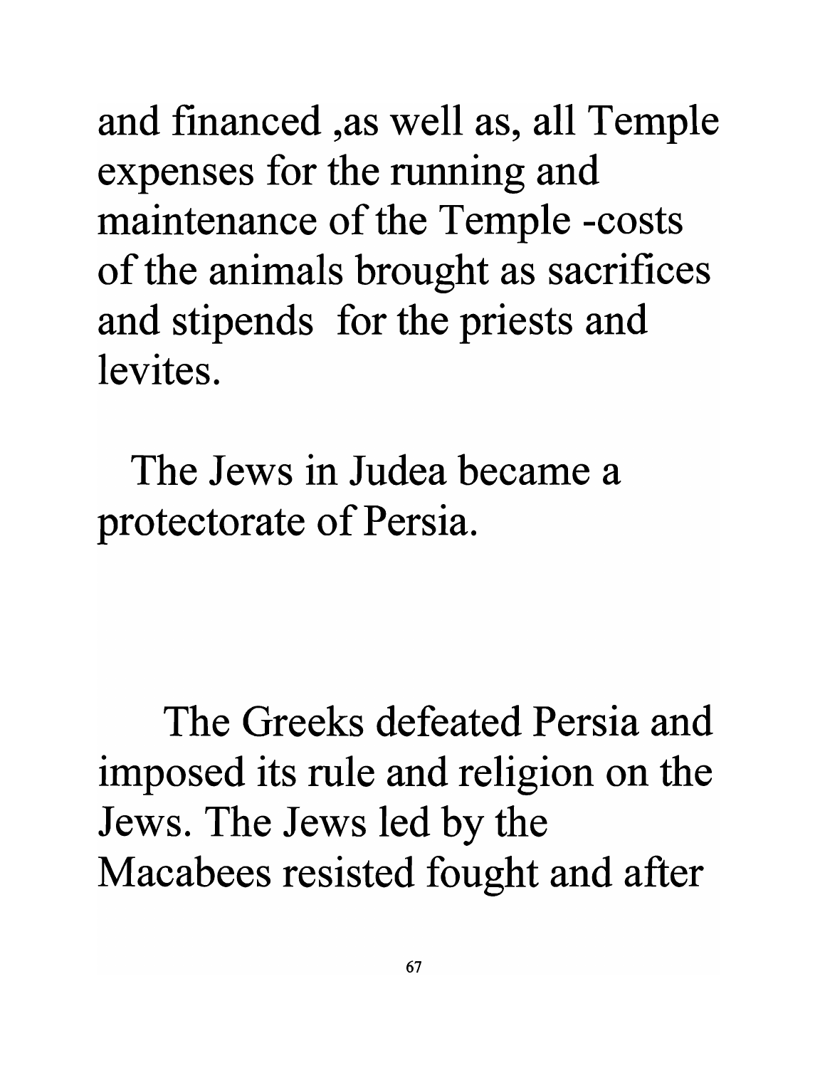and financed ,as well as, all Temple expenses for the running and maintenance of the Temple -costs of the animals brought as sacrifices and stipends for the priests and levites.

The Jews in Judea became a protectorate of Persia.

The Greeks defeated Persia and imposed its rule and religion on the Jews. The Jews led by the Macabees resisted fought and after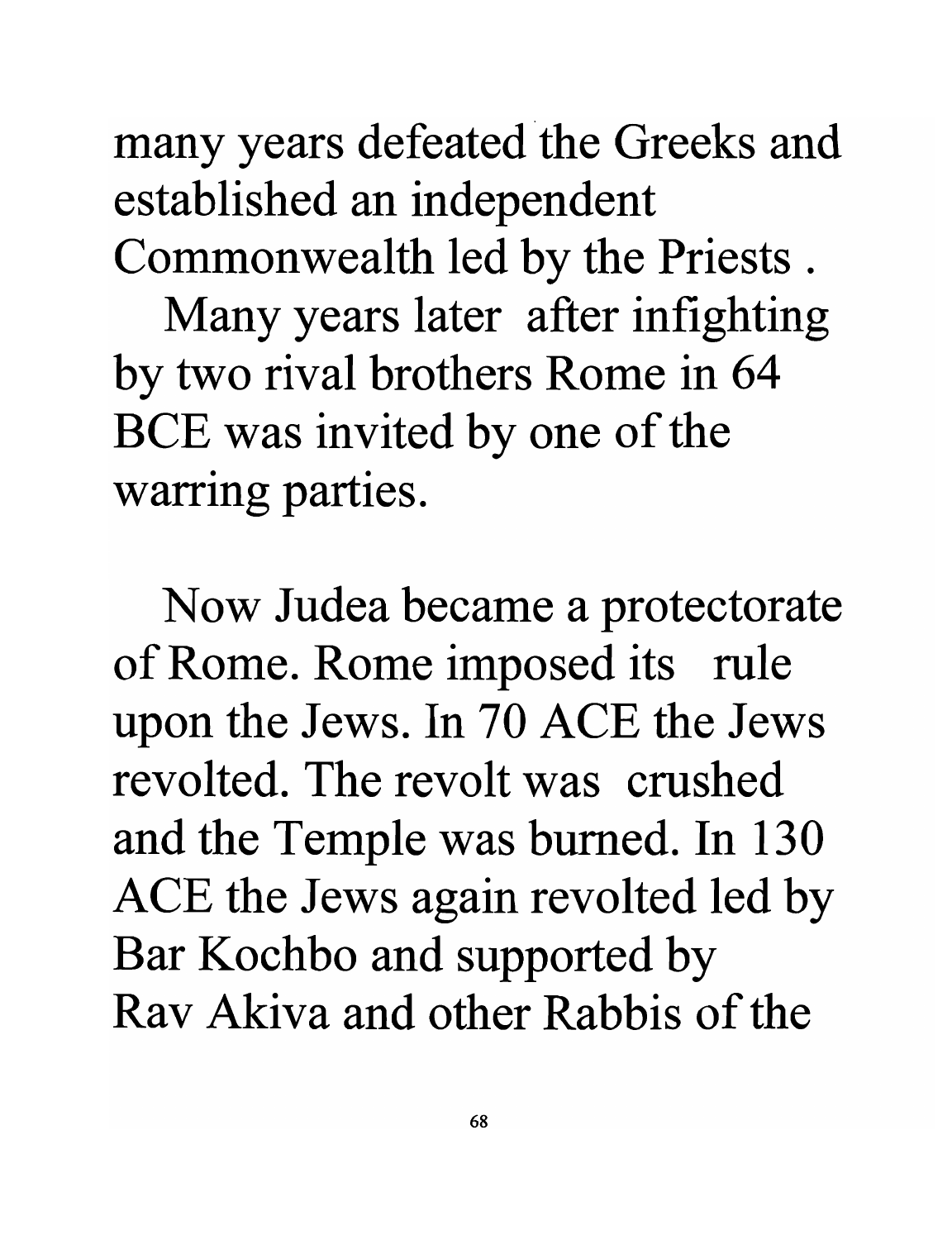many years defeated the Greeks and established an independent Commonwealth led by the Priests .

Many years later after infighting by two rival brothers Rome in 64 BCE was invited by one of the warring parties.

Now Judea became a protectorate of Rome. Rome imposed its rule upon the Jews. In 70 ACE the Jews revolted. The revolt was crushed and the Temple was burned. In 130 ACE the Jews again revolted led by Bar Kochbo and supported by Rav Akiva and other Rabbis of the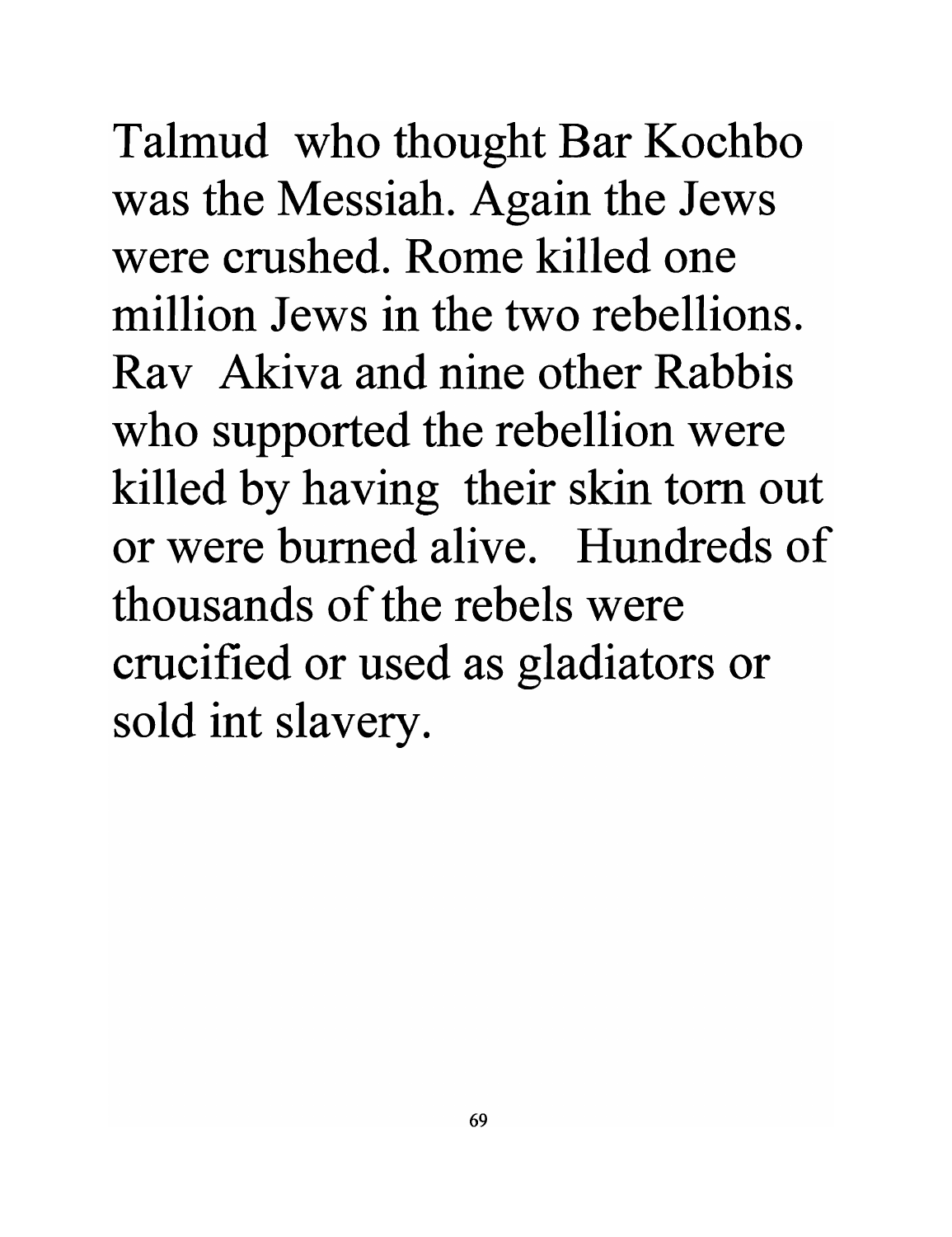Talmud who thought Bar Kochbo was the Messiah. Again the Jews were crushed. Rome killed one million Jews in the two rebellions. Rav Akiva and nine other Rabbis who supported the rebellion were killed by having their skin torn out or were burned alive. Hundreds of thousands of the rebels were crucified or used as gladiators or sold int slavery.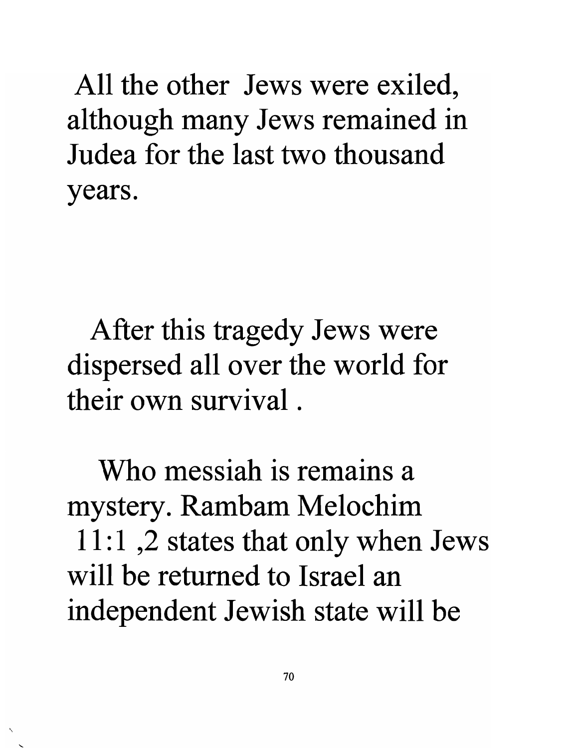All the other Jews were exiled, although many Jews remained in Judea for the last two thousand years.

After this tragedy Jews were dispersed all over the world for their own survival .

Who messiah is remains a mystery. Rambam Melochim 11:1 ,2 states that only when Jews will be returned to Israel an independent Jewish state will be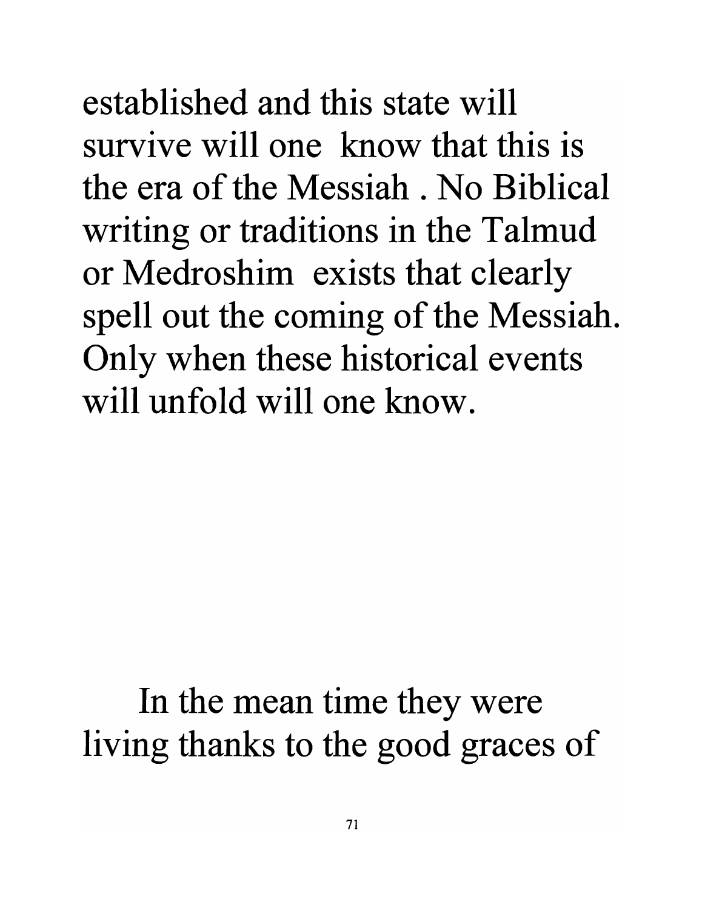established and this state will survive will one know that this is the era of the Messiah . No Biblical writing or traditions in the Talmud or Medroshim exists that clearly spell out the coming of the Messiah. Only when these historical events will unfold will one know.

In the mean time they were living thanks to the good graces of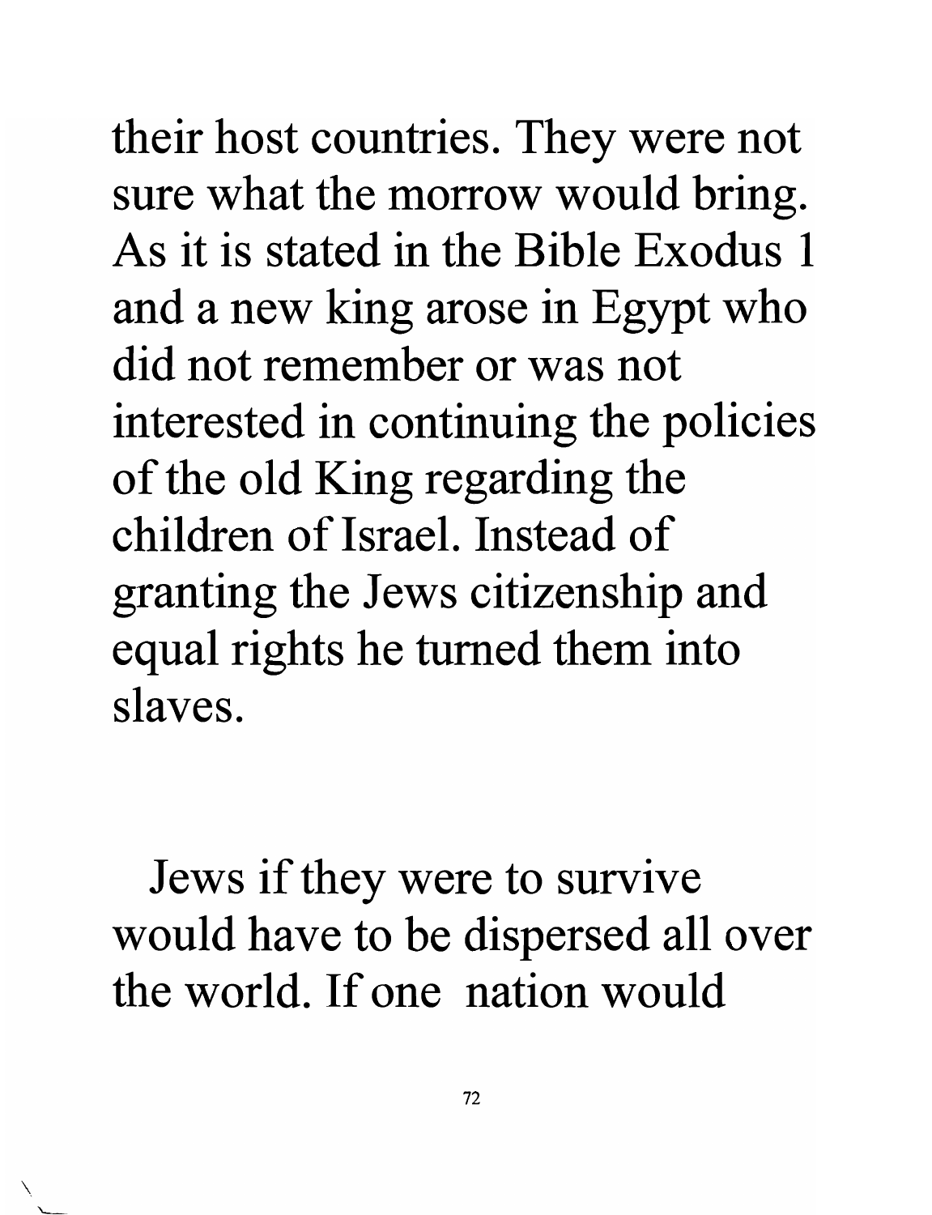their host countries. They were not sure what the morrow would bring. As it is stated in the Bible Exodus 1 and a new king arose in Egypt who did not remember or was not interested in continuing the policies of the old King regarding the children of Israel. Instead of granting the Jews citizenship and equal rights he turned them into slaves.

Jews if they were to survive would have to be dispersed all over the world. If one nation would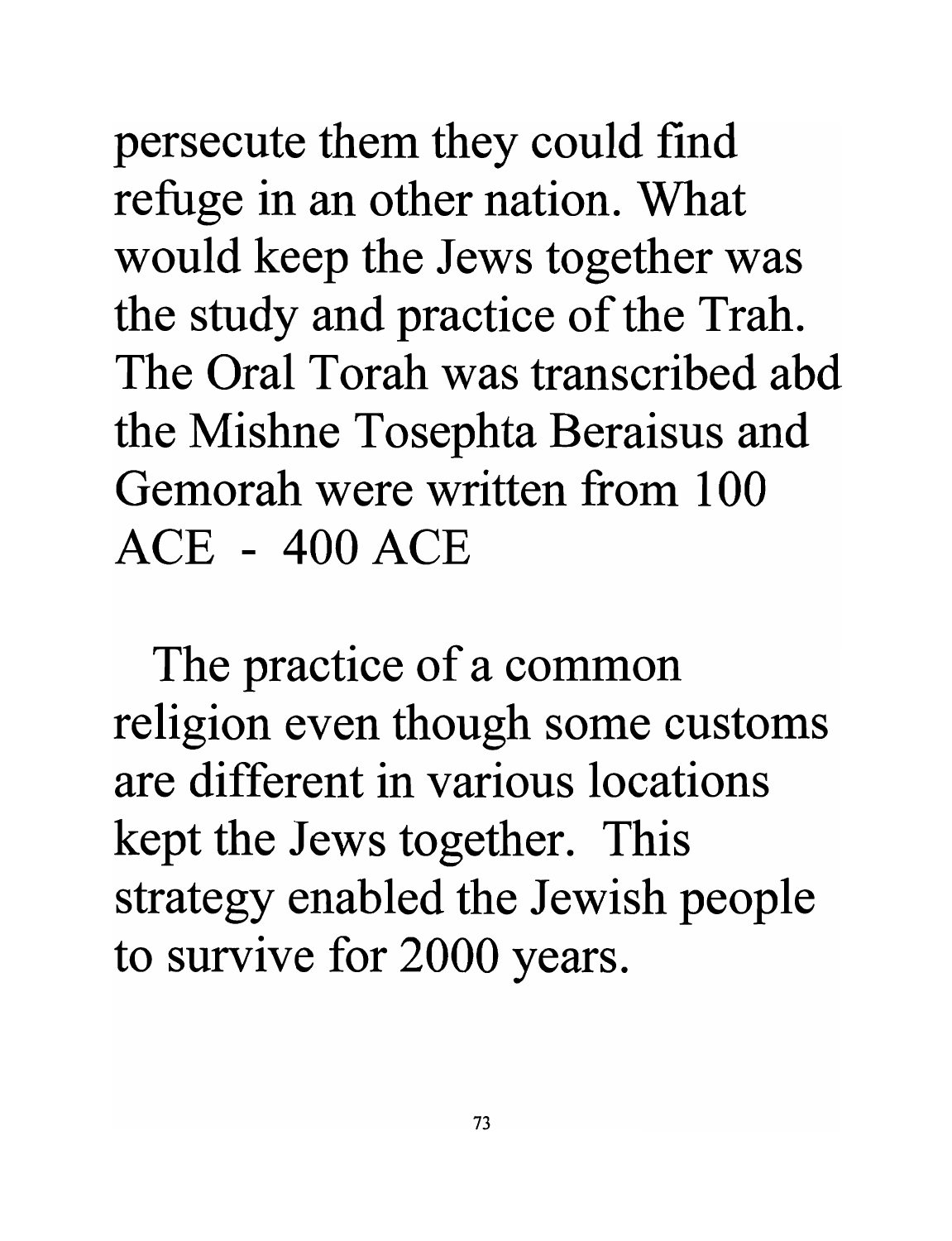persecute them they could find refuge in an other nation. What would keep the Jews together was the study and practice of the Trah. The Oral Torah was transcribed abd the Mishne Tosephta Beraisus and Gemorah were written from 100 ACE - 400 ACE

The practice of a common religion even though some customs are different in various locations kept the Jews together. This strategy enabled the Jewish people to survive for 2000 years.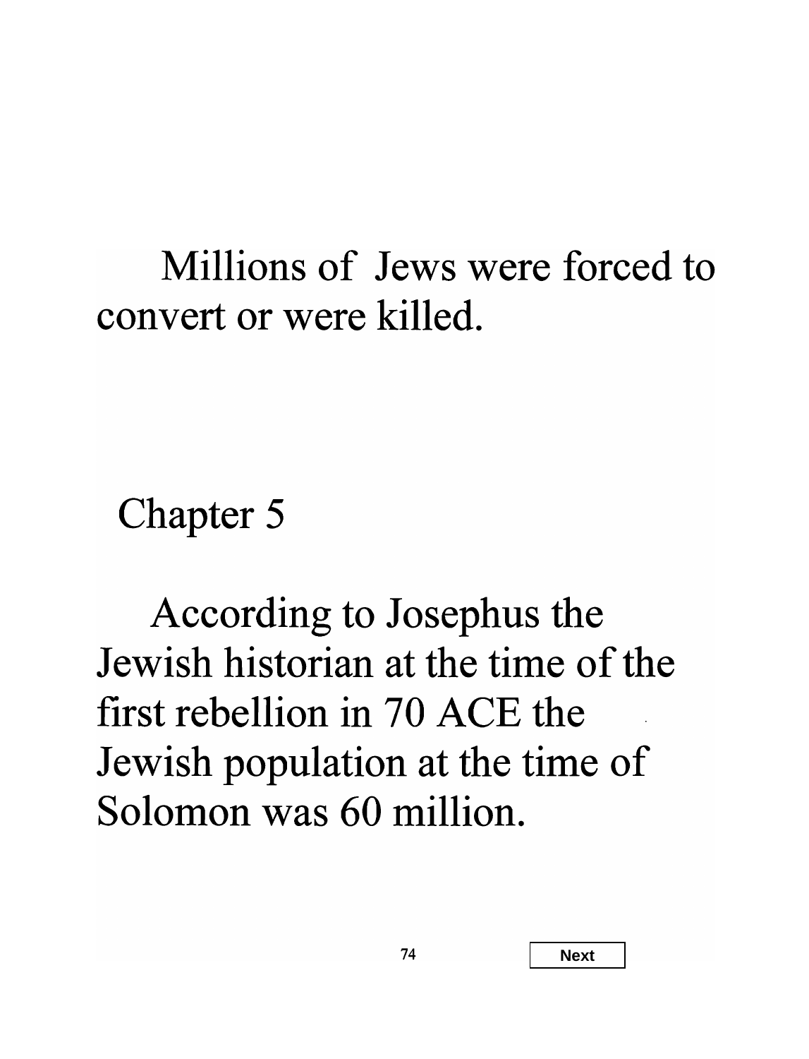Millions of Jews were forced to convert or were killed.

## Chapter 5

According to Josephus the Jewish historian at the time of the first rebellion in 70 ACE the Jewish population at the time of Solomon was 60 million.

Next